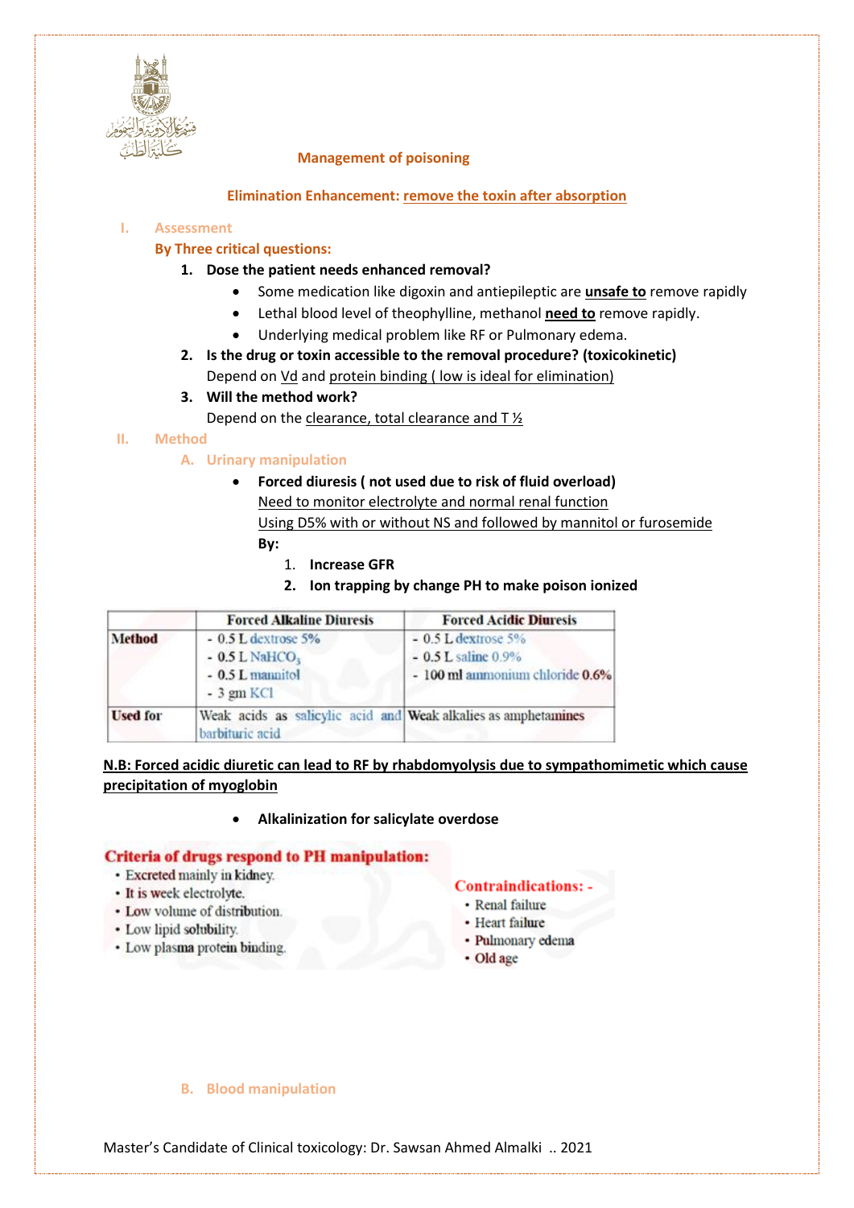## Management of poisoning

### Elimination Enhancement: remove the toxin after absorption

I. Assessment

By Three critical questions:

1. **Dose the patient needs enhanced removal?**
   - Some medication like digoxin and antiepileptic are **unsafe to** remove rapidly
   - Lethal blood level of theophylline, methanol **need to** remove rapidly.
   - Underlying medical problem like RF or Pulmonary edema.
2. **Is the drug or toxin accessible to the removal procedure? (toxicokinetic)**
   Depend on Vd and protein binding ( low is ideal for elimination)
3. **Will the method work?**
   Depend on the clearance, total clearance and T ½

II. Method

A. Urinary manipulation

- **Forced diuresis ( not used due to risk of fluid overload)**
  Need to monitor electrolyte and normal renal function
  Using D5% with or without NS and followed by mannitol or furosemide
  **By:**
  1. **Increase GFR**
  2. **Ion trapping by change PH to make poison ionized**

| | Forced Alkaline Diuresis | Forced Acidic Diuresis |
|---|---|---|
| **Method** | - 0.5 L dextrose 5%<br>- 0.5 L $NaHCO_3$<br>- 0.5 L mannitol<br>- 3 gm KCl | - 0.5 L dextrose 5%<br>- 0.5 L saline 0.9%<br>- 100 ml ammonium chloride 0.6% |
| **Used for** | Weak acids as salicylic acid and barbituric acid | Weak alkalies as amphetamines |

**N.B: Forced acidic diuretic can lead to RF by rhabdomyolysis due to sympathomimetic which cause precipitation of myoglobin**

- **Alkalinization for salicylate overdose**

**Criteria of drugs respond to PH manipulation:**
- Excreted mainly in kidney.
- It is week electrolyte.
- Low volume of distribution.
- Low lipid solubility.
- Low plasma protein binding.

**Contraindications: -**
- Renal failure
- Heart failure
- Pulmonary edema
- Old age

B. Blood manipulation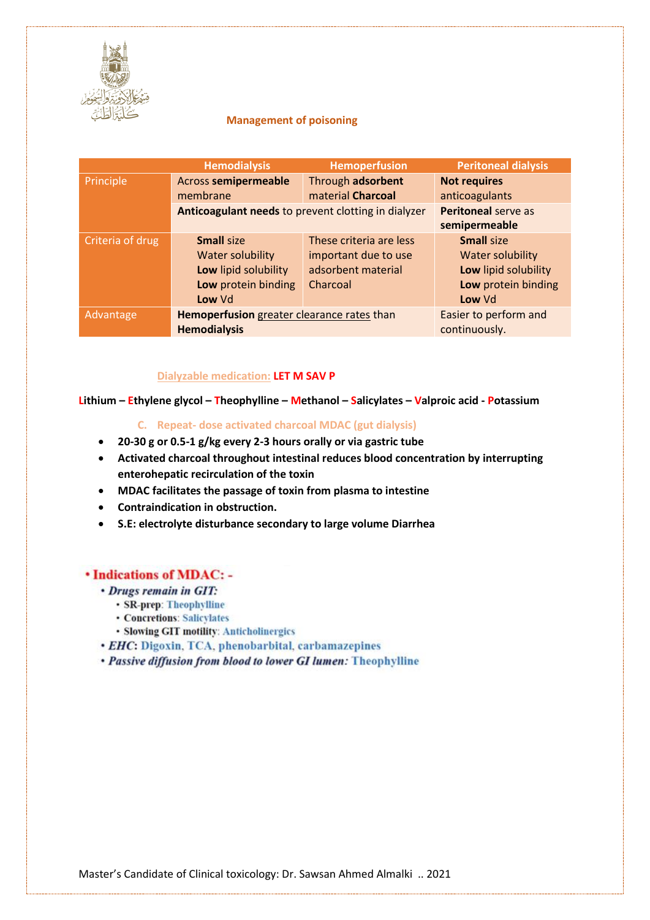## Management of poisoning

| | Hemodialysis | Hemoperfusion | Peritoneal dialysis |
|---|---|---|---|
| Principle | Across **semipermeable** membrane | Through **adsorbent** material **Charcoal** | **Not requires** anticoagulants |
| | **Anticoagulant needs** to prevent clotting in dialyzer | | **Peritoneal** serve as **semipermeable** |
| Criteria of drug | **Small** size<br>Water solubility<br>**Low** lipid solubility<br>**Low** protein binding<br>**Low** Vd | These criteria are less important due to use adsorbent material Charcoal | **Small** size<br>Water solubility<br>**Low** lipid solubility<br>**Low** protein binding<br>**Low** Vd |
| Advantage | **Hemoperfusion** greater clearance rates than **Hemodialysis** | | Easier to perform and continuously. |

Dialyzable medication: **LET M SAV P**

**Lithium – Ethylene glycol – Theophylline – Methanol – Salicylates – Valproic acid - Potassium**

### C. Repeat- dose activated charcoal MDAC (gut dialysis)

- **20-30 g or 0.5-1 g/kg every 2-3 hours orally or via gastric tube**
- **Activated charcoal throughout intestinal reduces blood concentration by interrupting enterohepatic recirculation of the toxin**
- **MDAC facilitates the passage of toxin from plasma to intestine**
- **Contraindication in obstruction.**
- **S.E: electrolyte disturbance secondary to large volume Diarrhea**

- **Indications of MDAC: -**
  - ***Drugs remain in GIT:***
    - **SR-prep**: Theophylline
    - **Concretions**: Salicylates
    - **Slowing GIT motility**: Anticholinergics
  - ***EHC*: Digoxin, TCA, phenobarbital, carbamazepines**
  - ***Passive diffusion from blood to lower GI lumen:* Theophylline**